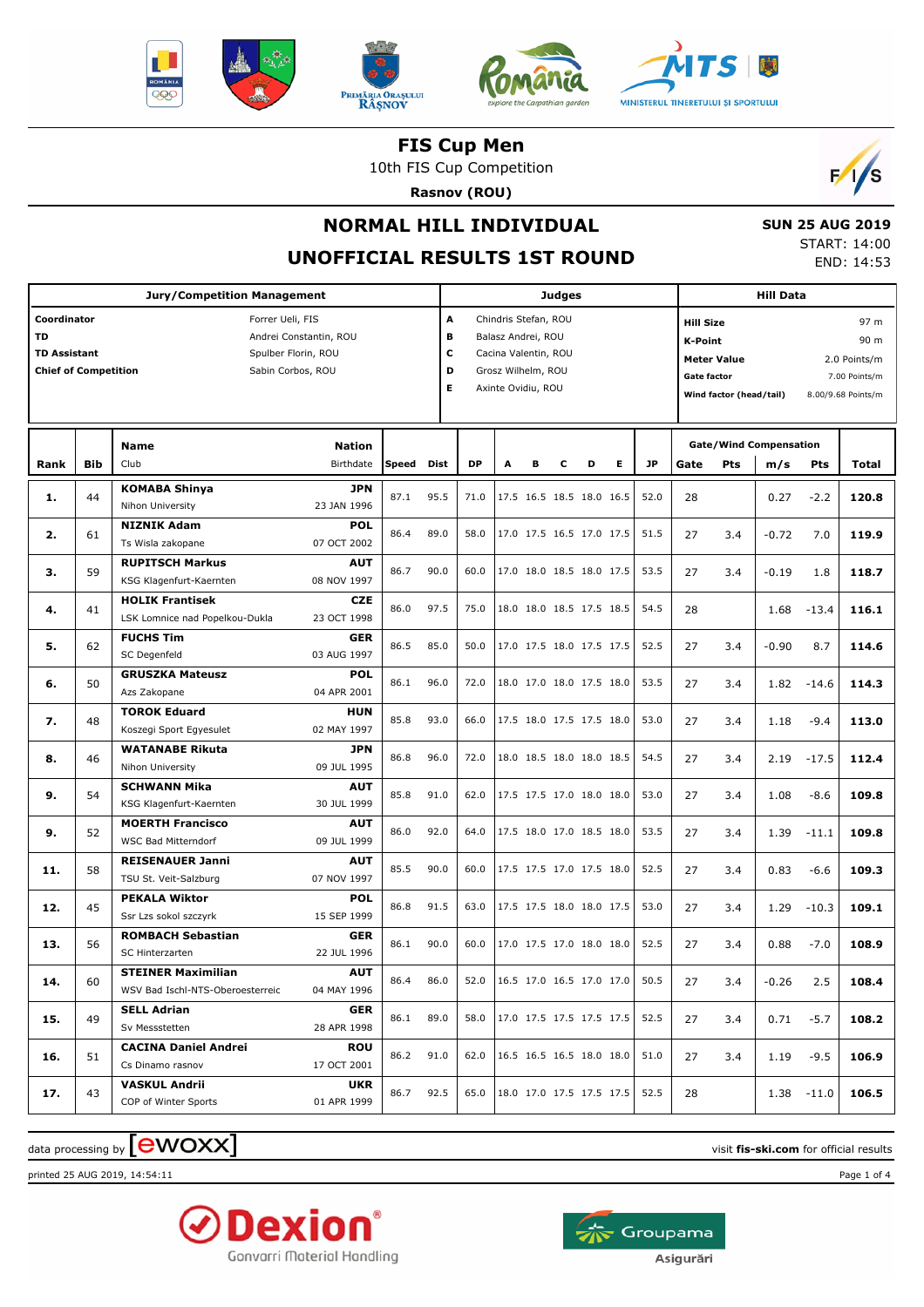# FIS Cup Men

10th FIS Cup Competition

**Rasnov (ROU)**

## NORMAL HILL INDIVIDUAL

## UNOFFICIAL RESULTS 1ST ROUND

**SUN 25 AUG 2019**
START: 14:00
END: 14:53

| Jury/Competition Management | | Judges | | Hill Data | |
|---|---|---|---|---|---|
| **Coordinator** | Forrer Ueli, FIS | A | Chindris Stefan, ROU | **Hill Size** | 97 m |
| **TD** | Andrei Constantin, ROU | B | Balasz Andrei, ROU | **K-Point** | 90 m |
| **TD Assistant** | Spulber Florin, ROU | C | Cacina Valentin, ROU | **Meter Value** | 2.0 Points/m |
| **Chief of Competition** | Sabin Corbos, ROU | D | Grosz Wilhelm, ROU | **Gate factor** | 7.00 Points/m |
| | | E | Axinte Ovidiu, ROU | **Wind factor (head/tail)** | 8.00/9.68 Points/m |

| Rank | Bib | Name / Club | Nation / Birthdate | Speed | Dist | DP | A | B | C | D | E | JP | Gate | Pts | m/s | Pts | Total |
|---|---|---|---|---|---|---|---|---|---|---|---|---|---|---|---|---|---|
| 1. | 44 | **KOMABA Shinya** / Nihon University | **JPN** / 23 JAN 1996 | 87.1 | 95.5 | 71.0 | 17.5 | 16.5 | 18.5 | 18.0 | 16.5 | 52.0 | 28 | | 0.27 | -2.2 | **120.8** |
| 2. | 61 | **NIZNIK Adam** / Ts Wisla zakopane | **POL** / 07 OCT 2002 | 86.4 | 89.0 | 58.0 | 17.0 | 17.5 | 16.5 | 17.0 | 17.5 | 51.5 | 27 | 3.4 | -0.72 | 7.0 | **119.9** |
| 3. | 59 | **RUPITSCH Markus** / KSG Klagenfurt-Kaernten | **AUT** / 08 NOV 1997 | 86.7 | 90.0 | 60.0 | 17.0 | 18.0 | 18.5 | 18.0 | 17.5 | 53.5 | 27 | 3.4 | -0.19 | 1.8 | **118.7** |
| 4. | 41 | **HOLIK Frantisek** / LSK Lomnice nad Popelkou-Dukla | **CZE** / 23 OCT 1998 | 86.0 | 97.5 | 75.0 | 18.0 | 18.0 | 18.5 | 17.5 | 18.5 | 54.5 | 28 | | 1.68 | -13.4 | **116.1** |
| 5. | 62 | **FUCHS Tim** / SC Degenfeld | **GER** / 03 AUG 1997 | 86.5 | 85.0 | 50.0 | 17.0 | 17.5 | 18.0 | 17.5 | 17.5 | 52.5 | 27 | 3.4 | -0.90 | 8.7 | **114.6** |
| 6. | 50 | **GRUSZKA Mateusz** / Azs Zakopane | **POL** / 04 APR 2001 | 86.1 | 96.0 | 72.0 | 18.0 | 17.0 | 18.0 | 17.5 | 18.0 | 53.5 | 27 | 3.4 | 1.82 | -14.6 | **114.3** |
| 7. | 48 | **TOROK Eduard** / Koszegi Sport Egyesulet | **HUN** / 02 MAY 1997 | 85.8 | 93.0 | 66.0 | 17.5 | 18.0 | 17.5 | 17.5 | 18.0 | 53.0 | 27 | 3.4 | 1.18 | -9.4 | **113.0** |
| 8. | 46 | **WATANABE Rikuta** / Nihon University | **JPN** / 09 JUL 1995 | 86.8 | 96.0 | 72.0 | 18.0 | 18.5 | 18.0 | 18.0 | 18.5 | 54.5 | 27 | 3.4 | 2.19 | -17.5 | **112.4** |
| 9. | 54 | **SCHWANN Mika** / KSG Klagenfurt-Kaernten | **AUT** / 30 JUL 1999 | 85.8 | 91.0 | 62.0 | 17.5 | 17.5 | 17.0 | 18.0 | 18.0 | 53.0 | 27 | 3.4 | 1.08 | -8.6 | **109.8** |
| 9. | 52 | **MOERTH Francisco** / WSC Bad Mitterndorf | **AUT** / 09 JUL 1999 | 86.0 | 92.0 | 64.0 | 17.5 | 18.0 | 17.0 | 18.5 | 18.0 | 53.5 | 27 | 3.4 | 1.39 | -11.1 | **109.8** |
| 11. | 58 | **REISENAUER Janni** / TSU St. Veit-Salzburg | **AUT** / 07 NOV 1997 | 85.5 | 90.0 | 60.0 | 17.5 | 17.5 | 17.0 | 17.5 | 18.0 | 52.5 | 27 | 3.4 | 0.83 | -6.6 | **109.3** |
| 12. | 45 | **PEKALA Wiktor** / Ssr Lzs sokol szczyrk | **POL** / 15 SEP 1999 | 86.8 | 91.5 | 63.0 | 17.5 | 17.5 | 18.0 | 18.0 | 17.5 | 53.0 | 27 | 3.4 | 1.29 | -10.3 | **109.1** |
| 13. | 56 | **ROMBACH Sebastian** / SC Hinterzarten | **GER** / 22 JUL 1996 | 86.1 | 90.0 | 60.0 | 17.0 | 17.5 | 17.0 | 18.0 | 18.0 | 52.5 | 27 | 3.4 | 0.88 | -7.0 | **108.9** |
| 14. | 60 | **STEINER Maximilian** / WSV Bad Ischl-NTS-Oberoesterreic | **AUT** / 04 MAY 1996 | 86.4 | 86.0 | 52.0 | 16.5 | 17.0 | 16.5 | 17.0 | 17.0 | 50.5 | 27 | 3.4 | -0.26 | 2.5 | **108.4** |
| 15. | 49 | **SELL Adrian** / Sv Messstetten | **GER** / 28 APR 1998 | 86.1 | 89.0 | 58.0 | 17.0 | 17.5 | 17.5 | 17.5 | 17.5 | 52.5 | 27 | 3.4 | 0.71 | -5.7 | **108.2** |
| 16. | 51 | **CACINA Daniel Andrei** / Cs Dinamo rasnov | **ROU** / 17 OCT 2001 | 86.2 | 91.0 | 62.0 | 16.5 | 16.5 | 16.5 | 18.0 | 18.0 | 51.0 | 27 | 3.4 | 1.19 | -9.5 | **106.9** |
| 17. | 43 | **VASKUL Andrii** / COP of Winter Sports | **UKR** / 01 APR 1999 | 86.7 | 92.5 | 65.0 | 18.0 | 17.0 | 17.5 | 17.5 | 17.5 | 52.5 | 28 | | 1.38 | -11.0 | **106.5** |

data processing by ewoxx — visit **fis-ski.com** for official results

printed 25 AUG 2019, 14:54:11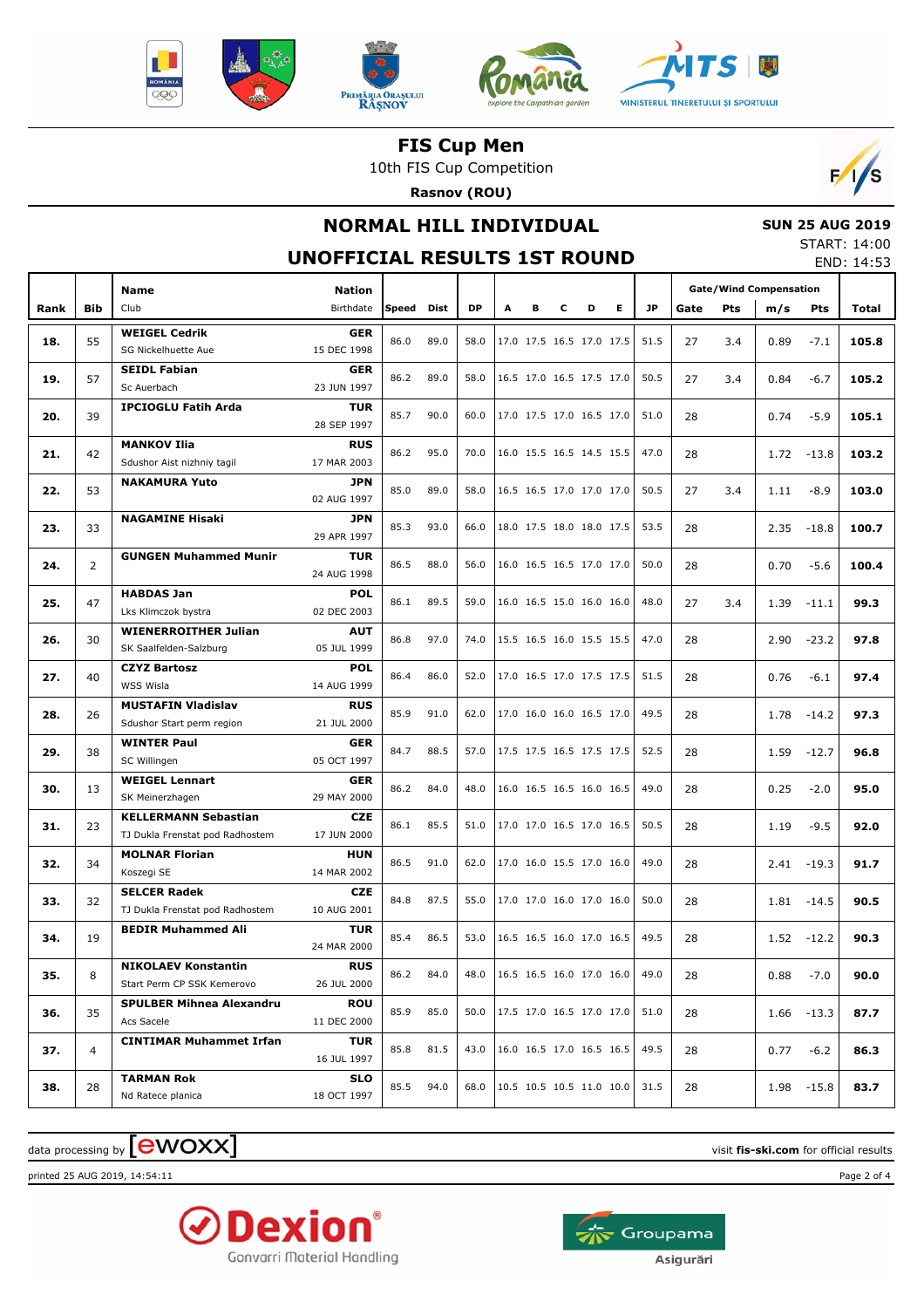# FIS Cup Men

10th FIS Cup Competition

**Rasnov (ROU)**

## NORMAL HILL INDIVIDUAL

## UNOFFICIAL RESULTS 1ST ROUND

**SUN 25 AUG 2019**
START: 14:00
END: 14:53

| Rank | Bib | Name / Club | Nation / Birthdate | Speed | Dist | DP | A | B | C | D | E | JP | Gate | Pts | m/s | Pts | Total |
|---|---|---|---|---|---|---|---|---|---|---|---|---|---|---|---|---|---|
| | | | | | | | | | | | | | Gate/Wind Compensation | | | | |
| 18. | 55 | **WEIGEL Cedrik** SG Nickelhuette Aue | **GER** 15 DEC 1998 | 86.0 | 89.0 | 58.0 | 17.0 | 17.5 | 16.5 | 17.0 | 17.5 | 51.5 | 27 | 3.4 | 0.89 | -7.1 | **105.8** |
| 19. | 57 | **SEIDL Fabian** Sc Auerbach | **GER** 23 JUN 1997 | 86.2 | 89.0 | 58.0 | 16.5 | 17.0 | 16.5 | 17.5 | 17.0 | 50.5 | 27 | 3.4 | 0.84 | -6.7 | **105.2** |
| 20. | 39 | **IPCIOGLU Fatih Arda** | **TUR** 28 SEP 1997 | 85.7 | 90.0 | 60.0 | 17.0 | 17.5 | 17.0 | 16.5 | 17.0 | 51.0 | 28 | | 0.74 | -5.9 | **105.1** |
| 21. | 42 | **MANKOV Ilia** Sdushor Aist nizhniy tagil | **RUS** 17 MAR 2003 | 86.2 | 95.0 | 70.0 | 16.0 | 15.5 | 16.5 | 14.5 | 15.5 | 47.0 | 28 | | 1.72 | -13.8 | **103.2** |
| 22. | 53 | **NAKAMURA Yuto** | **JPN** 02 AUG 1997 | 85.0 | 89.0 | 58.0 | 16.5 | 16.5 | 17.0 | 17.0 | 17.0 | 50.5 | 27 | 3.4 | 1.11 | -8.9 | **103.0** |
| 23. | 33 | **NAGAMINE Hisaki** | **JPN** 29 APR 1997 | 85.3 | 93.0 | 66.0 | 18.0 | 17.5 | 18.0 | 18.0 | 17.5 | 53.5 | 28 | | 2.35 | -18.8 | **100.7** |
| 24. | 2 | **GUNGEN Muhammed Munir** | **TUR** 24 AUG 1998 | 86.5 | 88.0 | 56.0 | 16.0 | 16.5 | 16.5 | 17.0 | 17.0 | 50.0 | 28 | | 0.70 | -5.6 | **100.4** |
| 25. | 47 | **HABDAS Jan** Lks Klimczok bystra | **POL** 02 DEC 2003 | 86.1 | 89.5 | 59.0 | 16.0 | 16.5 | 15.0 | 16.0 | 16.0 | 48.0 | 27 | 3.4 | 1.39 | -11.1 | **99.3** |
| 26. | 30 | **WIENERROITHER Julian** SK Saalfelden-Salzburg | **AUT** 05 JUL 1999 | 86.8 | 97.0 | 74.0 | 15.5 | 16.5 | 16.0 | 15.5 | 15.5 | 47.0 | 28 | | 2.90 | -23.2 | **97.8** |
| 27. | 40 | **CZYZ Bartosz** WSS Wisla | **POL** 14 AUG 1999 | 86.4 | 86.0 | 52.0 | 17.0 | 16.5 | 17.0 | 17.5 | 17.5 | 51.5 | 28 | | 0.76 | -6.1 | **97.4** |
| 28. | 26 | **MUSTAFIN Vladislav** Sdushor Start perm region | **RUS** 21 JUL 2000 | 85.9 | 91.0 | 62.0 | 17.0 | 16.0 | 16.0 | 16.5 | 17.0 | 49.5 | 28 | | 1.78 | -14.2 | **97.3** |
| 29. | 38 | **WINTER Paul** SC Willingen | **GER** 05 OCT 1997 | 84.7 | 88.5 | 57.0 | 17.5 | 17.5 | 16.5 | 17.5 | 17.5 | 52.5 | 28 | | 1.59 | -12.7 | **96.8** |
| 30. | 13 | **WEIGEL Lennart** SK Meinerzhagen | **GER** 29 MAY 2000 | 86.2 | 84.0 | 48.0 | 16.0 | 16.5 | 16.5 | 16.0 | 16.5 | 49.0 | 28 | | 0.25 | -2.0 | **95.0** |
| 31. | 23 | **KELLERMANN Sebastian** TJ Dukla Frenstat pod Radhostem | **CZE** 17 JUN 2000 | 86.1 | 85.5 | 51.0 | 17.0 | 17.0 | 16.5 | 17.0 | 16.5 | 50.5 | 28 | | 1.19 | -9.5 | **92.0** |
| 32. | 34 | **MOLNAR Florian** Koszegi SE | **HUN** 14 MAR 2002 | 86.5 | 91.0 | 62.0 | 17.0 | 16.0 | 15.5 | 17.0 | 16.0 | 49.0 | 28 | | 2.41 | -19.3 | **91.7** |
| 33. | 32 | **SELCER Radek** TJ Dukla Frenstat pod Radhostem | **CZE** 10 AUG 2001 | 84.8 | 87.5 | 55.0 | 17.0 | 17.0 | 16.0 | 17.0 | 16.0 | 50.0 | 28 | | 1.81 | -14.5 | **90.5** |
| 34. | 19 | **BEDIR Muhammed Ali** | **TUR** 24 MAR 2000 | 85.4 | 86.5 | 53.0 | 16.5 | 16.5 | 16.0 | 17.0 | 16.5 | 49.5 | 28 | | 1.52 | -12.2 | **90.3** |
| 35. | 8 | **NIKOLAEV Konstantin** Start Perm CP SSK Kemerovo | **RUS** 26 JUL 2000 | 86.2 | 84.0 | 48.0 | 16.5 | 16.5 | 16.0 | 17.0 | 16.0 | 49.0 | 28 | | 0.88 | -7.0 | **90.0** |
| 36. | 35 | **SPULBER Mihnea Alexandru** Acs Sacele | **ROU** 11 DEC 2000 | 85.9 | 85.0 | 50.0 | 17.5 | 17.0 | 16.5 | 17.0 | 17.0 | 51.0 | 28 | | 1.66 | -13.3 | **87.7** |
| 37. | 4 | **CINTIMAR Muhammet Irfan** | **TUR** 16 JUL 1997 | 85.8 | 81.5 | 43.0 | 16.0 | 16.5 | 17.0 | 16.5 | 16.5 | 49.5 | 28 | | 0.77 | -6.2 | **86.3** |
| 38. | 28 | **TARMAN Rok** Nd Ratece planica | **SLO** 18 OCT 1997 | 85.5 | 94.0 | 68.0 | 10.5 | 10.5 | 10.5 | 11.0 | 10.0 | 31.5 | 28 | | 1.98 | -15.8 | **83.7** |

data processing by ewoxx — visit **fis-ski.com** for official results

printed 25 AUG 2019, 14:54:11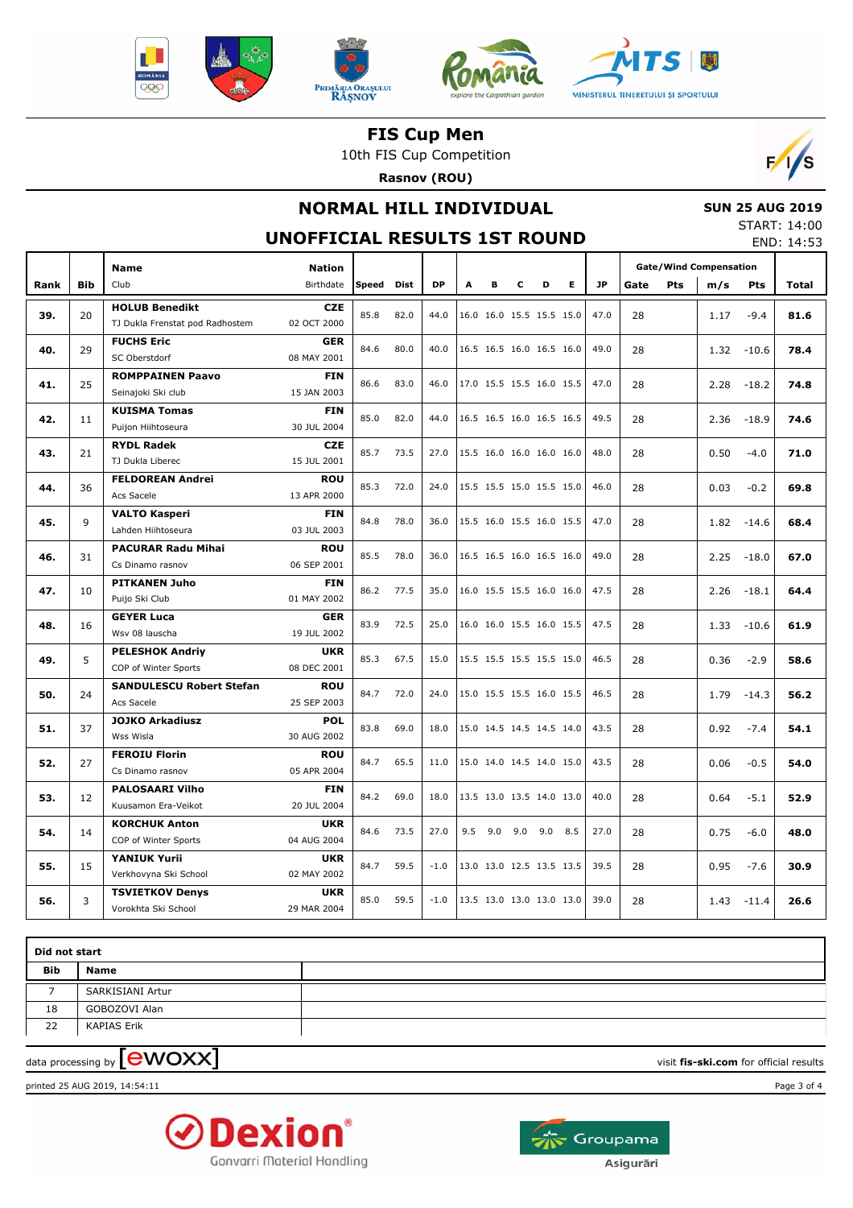# FIS Cup Men

10th FIS Cup Competition

**Rasnov (ROU)**

## NORMAL HILL INDIVIDUAL

**SUN 25 AUG 2019**

START: 14:00

END: 14:53

## UNOFFICIAL RESULTS 1ST ROUND

| Rank | Bib | Name / Club | Nation / Birthdate | Speed | Dist | DP | A | B | C | D | E | JP | Gate | Gate Pts | Wind m/s | Wind Pts | Total |
|---|---|---|---|---|---|---|---|---|---|---|---|---|---|---|---|---|---|
| 39. | 20 | **HOLUB Benedikt** TJ Dukla Frenstat pod Radhostem | **CZE** 02 OCT 2000 | 85.8 | 82.0 | 44.0 | 16.0 | 16.0 | 15.5 | 15.5 | 15.0 | 47.0 | 28 | | 1.17 | -9.4 | **81.6** |
| 40. | 29 | **FUCHS Eric** SC Oberstdorf | **GER** 08 MAY 2001 | 84.6 | 80.0 | 40.0 | 16.5 | 16.5 | 16.0 | 16.5 | 16.0 | 49.0 | 28 | | 1.32 | -10.6 | **78.4** |
| 41. | 25 | **ROMPPAINEN Paavo** Seinajoki Ski club | **FIN** 15 JAN 2003 | 86.6 | 83.0 | 46.0 | 17.0 | 15.5 | 15.5 | 16.0 | 15.5 | 47.0 | 28 | | 2.28 | -18.2 | **74.8** |
| 42. | 11 | **KUISMA Tomas** Puijon Hiihtoseura | **FIN** 30 JUL 2004 | 85.0 | 82.0 | 44.0 | 16.5 | 16.5 | 16.0 | 16.5 | 16.5 | 49.5 | 28 | | 2.36 | -18.9 | **74.6** |
| 43. | 21 | **RYDL Radek** TJ Dukla Liberec | **CZE** 15 JUL 2001 | 85.7 | 73.5 | 27.0 | 15.5 | 16.0 | 16.0 | 16.0 | 16.0 | 48.0 | 28 | | 0.50 | -4.0 | **71.0** |
| 44. | 36 | **FELDOREAN Andrei** Acs Sacele | **ROU** 13 APR 2000 | 85.3 | 72.0 | 24.0 | 15.5 | 15.5 | 15.0 | 15.5 | 15.0 | 46.0 | 28 | | 0.03 | -0.2 | **69.8** |
| 45. | 9 | **VALTO Kasperi** Lahden Hiihtoseura | **FIN** 03 JUL 2003 | 84.8 | 78.0 | 36.0 | 15.5 | 16.0 | 15.5 | 16.0 | 15.5 | 47.0 | 28 | | 1.82 | -14.6 | **68.4** |
| 46. | 31 | **PACURAR Radu Mihai** Cs Dinamo rasnov | **ROU** 06 SEP 2001 | 85.5 | 78.0 | 36.0 | 16.5 | 16.5 | 16.0 | 16.5 | 16.0 | 49.0 | 28 | | 2.25 | -18.0 | **67.0** |
| 47. | 10 | **PITKANEN Juho** Puijo Ski Club | **FIN** 01 MAY 2002 | 86.2 | 77.5 | 35.0 | 16.0 | 15.5 | 15.5 | 16.0 | 16.0 | 47.5 | 28 | | 2.26 | -18.1 | **64.4** |
| 48. | 16 | **GEYER Luca** Wsv 08 lauscha | **GER** 19 JUL 2002 | 83.9 | 72.5 | 25.0 | 16.0 | 16.0 | 15.5 | 16.0 | 15.5 | 47.5 | 28 | | 1.33 | -10.6 | **61.9** |
| 49. | 5 | **PELESHOK Andriy** COP of Winter Sports | **UKR** 08 DEC 2001 | 85.3 | 67.5 | 15.0 | 15.5 | 15.5 | 15.5 | 15.5 | 15.0 | 46.5 | 28 | | 0.36 | -2.9 | **58.6** |
| 50. | 24 | **SANDULESCU Robert Stefan** Acs Sacele | **ROU** 25 SEP 2003 | 84.7 | 72.0 | 24.0 | 15.0 | 15.5 | 15.5 | 16.0 | 15.5 | 46.5 | 28 | | 1.79 | -14.3 | **56.2** |
| 51. | 37 | **JOJKO Arkadiusz** Wss Wisla | **POL** 30 AUG 2002 | 83.8 | 69.0 | 18.0 | 15.0 | 14.5 | 14.5 | 14.5 | 14.0 | 43.5 | 28 | | 0.92 | -7.4 | **54.1** |
| 52. | 27 | **FEROIU Florin** Cs Dinamo rasnov | **ROU** 05 APR 2004 | 84.7 | 65.5 | 11.0 | 15.0 | 14.0 | 14.5 | 14.0 | 15.0 | 43.5 | 28 | | 0.06 | -0.5 | **54.0** |
| 53. | 12 | **PALOSAARI Vilho** Kuusamon Era-Veikot | **FIN** 20 JUL 2004 | 84.2 | 69.0 | 18.0 | 13.5 | 13.0 | 13.5 | 14.0 | 13.0 | 40.0 | 28 | | 0.64 | -5.1 | **52.9** |
| 54. | 14 | **KORCHUK Anton** COP of Winter Sports | **UKR** 04 AUG 2004 | 84.6 | 73.5 | 27.0 | 9.5 | 9.0 | 9.0 | 9.0 | 8.5 | 27.0 | 28 | | 0.75 | -6.0 | **48.0** |
| 55. | 15 | **YANIUK Yurii** Verkhovyna Ski School | **UKR** 02 MAY 2002 | 84.7 | 59.5 | -1.0 | 13.0 | 13.0 | 12.5 | 13.5 | 13.5 | 39.5 | 28 | | 0.95 | -7.6 | **30.9** |
| 56. | 3 | **TSVIETKOV Denys** Vorokhta Ski School | **UKR** 29 MAR 2004 | 85.0 | 59.5 | -1.0 | 13.5 | 13.0 | 13.0 | 13.0 | 13.0 | 39.0 | 28 | | 1.43 | -11.4 | **26.6** |

**Did not start**

| Bib | Name |
|---|---|
| 7 | SARKISIANI Artur |
| 18 | GOBOZOVI Alan |
| 22 | KAPIAS Erik |

data processing by ewoxx

visit **fis-ski.com** for official results

printed 25 AUG 2019, 14:54:11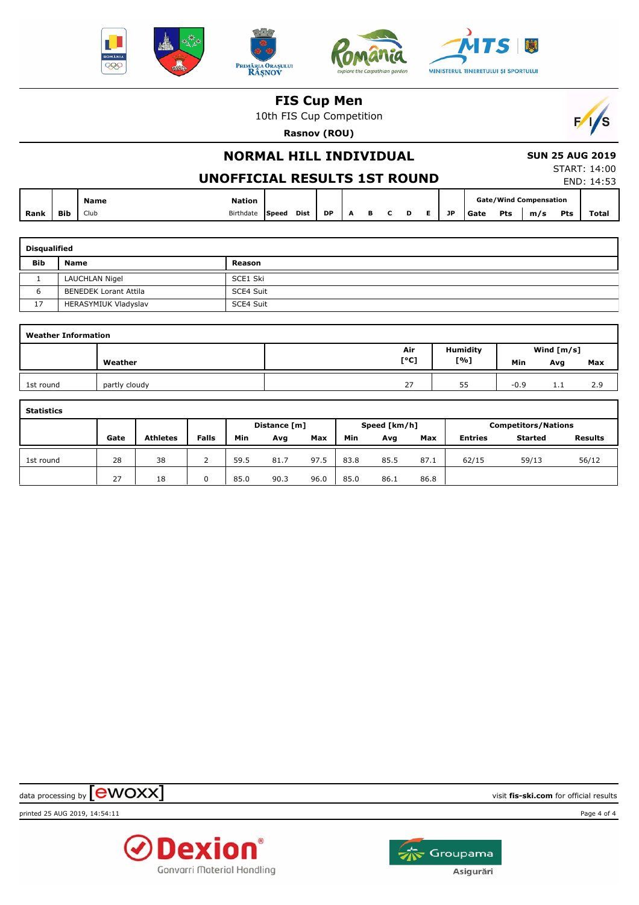# FIS Cup Men

10th FIS Cup Competition

**Rasnov (ROU)**

## NORMAL HILL INDIVIDUAL

## UNOFFICIAL RESULTS 1ST ROUND

**SUN 25 AUG 2019**

START: 14:00

END: 14:53

| Rank | Bib | Name / Club | Nation / Birthdate | Speed | Dist | DP | A | B | C | D | E | JP | Gate | Pts | m/s | Pts | Total |
|---|---|---|---|---|---|---|---|---|---|---|---|---|---|---|---|---|---|

### Disqualified

| Bib | Name | Reason |
|---|---|---|
| 1 | LAUCHLAN Nigel | SCE1 Ski |
| 6 | BENEDEK Lorant Attila | SCE4 Suit |
| 17 | HERASYMIUK Vladyslav | SCE4 Suit |

### Weather Information

| | Weather | Air [°C] | Humidity [%] | Wind [m/s] | | |
|---|---|---|---|---|---|---|
| | | | | Min | Avg | Max |
| 1st round | partly cloudy | 27 | 55 | -0.9 | 1.1 | 2.9 |

### Statistics

| | Gate | Athletes | Falls | Distance [m] | | | Speed [km/h] | | | Competitors/Nations | | |
|---|---|---|---|---|---|---|---|---|---|---|---|---|
| | | | | Min | Avg | Max | Min | Avg | Max | Entries | Started | Results |
| 1st round | 28 | 38 | 2 | 59.5 | 81.7 | 97.5 | 83.8 | 85.5 | 87.1 | 62/15 | 59/13 | 56/12 |
| | 27 | 18 | 0 | 85.0 | 90.3 | 96.0 | 85.0 | 86.1 | 86.8 | | | |

data processing by ewoxx

visit **fis-ski.com** for official results

printed 25 AUG 2019, 14:54:11